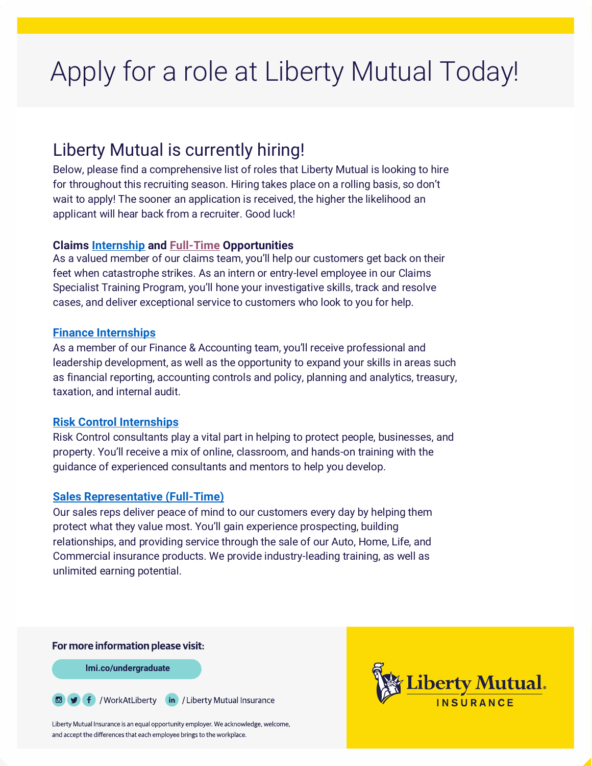# Apply for a role at Liberty Mutual Today!

## Liberty Mutual is currently hiring!

Below, please find a comprehensive list of roles that Liberty Mutual is looking to hire for throughout this recruiting season. Hiring takes place on a rolling basis, so don't wait to apply! The sooner an application is received, the higher the likelihood an applicant will hear back from a recruiter. Good luck!

**Claims Internship and Full-Time Opportunities**

As a valued member of our claims team, you'll help our customers get back on their feet when catastrophe strikes. As an intern or entry-level employee in our Claims Specialist Training Program, you'll hone your investigative skills, track and resolve cases, and deliver exceptional service to customers who look to you for help.

**Finance Internships**

As a member of our Finance & Accounting team, you'll receive professional and leadership development, as well as the opportunity to expand your skills in areas such as financial reporting, accounting controls and policy, planning and analytics, treasury, taxation, and internal audit.

**Risk Control Internships**

Risk Control consultants play a vital part in helping to protect people, businesses, and property. You'll receive a mix of online, classroom, and hands-on training with the guidance of experienced consultants and mentors to help you develop.

**Sales Representative (Full-Time)**

Our sales reps deliver peace of mind to our customers every day by helping them protect what they value most. You'll gain experience prospecting, building relationships, and providing service through the sale of our Auto, Home, Life, and Commercial insurance products. We provide industry-leading training, as well as unlimited earning potential.

**For more information please visit:**

lmi.co/undergraduate

/WorkAtLiberty    /Liberty Mutual Insurance

Liberty Mutual Insurance is an equal opportunity employer. We acknowledge, welcome, and accept the differences that each employee brings to the workplace.

Liberty Mutual. INSURANCE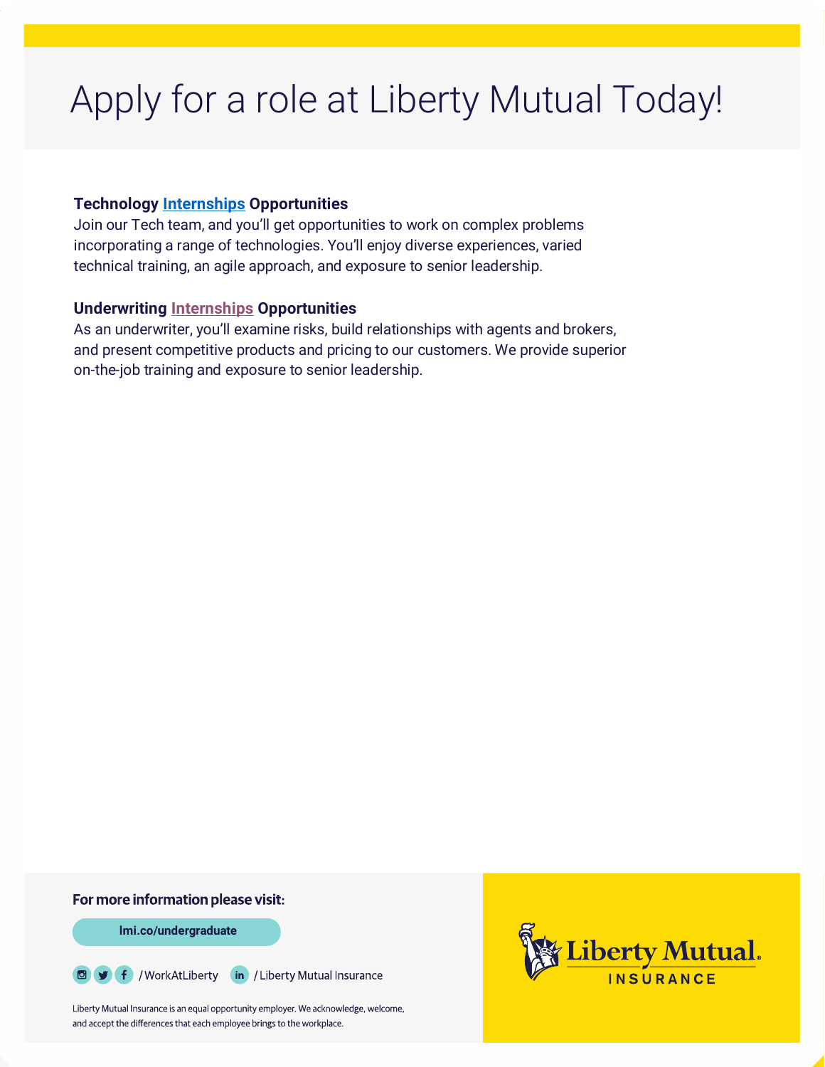# Apply for a role at Liberty Mutual Today!

**Technology Internships Opportunities**

Join our Tech team, and you'll get opportunities to work on complex problems incorporating a range of technologies. You'll enjoy diverse experiences, varied technical training, an agile approach, and exposure to senior leadership.

**Underwriting Internships Opportunities**

As an underwriter, you'll examine risks, build relationships with agents and brokers, and present competitive products and pricing to our customers. We provide superior on-the-job training and exposure to senior leadership.

**For more information please visit:**

lmi.co/undergraduate

/WorkAtLiberty /Liberty Mutual Insurance

Liberty Mutual Insurance is an equal opportunity employer. We acknowledge, welcome, and accept the differences that each employee brings to the workplace.

Liberty Mutual INSURANCE